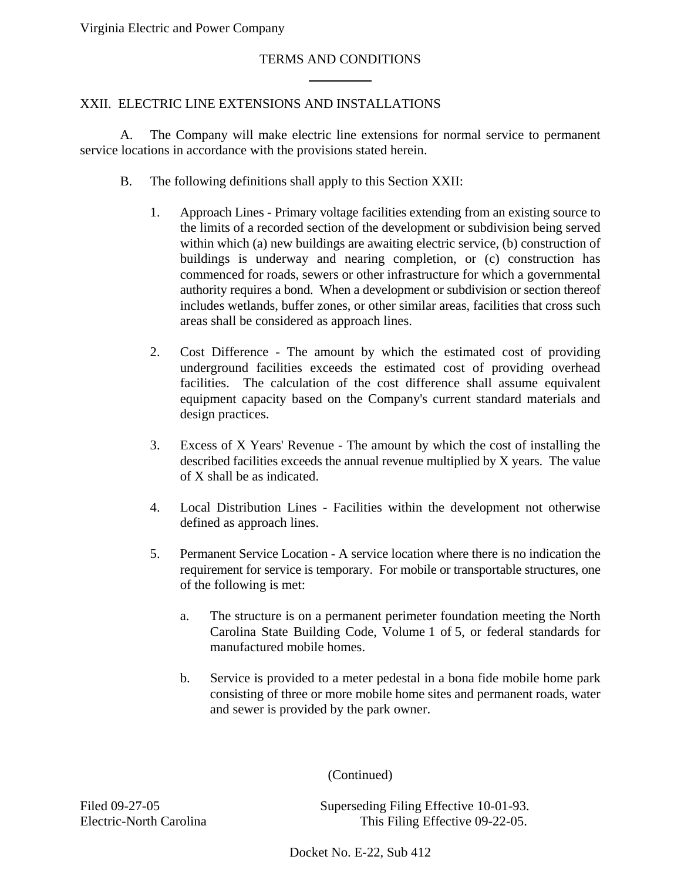Virginia Electric and Power Company

TERMS AND CONDITIONS

## XXII. ELECTRIC LINE EXTENSIONS AND INSTALLATIONS

A. The Company will make electric line extensions for normal service to permanent service locations in accordance with the provisions stated herein.

B. The following definitions shall apply to this Section XXII:

1. Approach Lines - Primary voltage facilities extending from an existing source to the limits of a recorded section of the development or subdivision being served within which (a) new buildings are awaiting electric service, (b) construction of buildings is underway and nearing completion, or (c) construction has commenced for roads, sewers or other infrastructure for which a governmental authority requires a bond. When a development or subdivision or section thereof includes wetlands, buffer zones, or other similar areas, facilities that cross such areas shall be considered as approach lines.

2. Cost Difference - The amount by which the estimated cost of providing underground facilities exceeds the estimated cost of providing overhead facilities. The calculation of the cost difference shall assume equivalent equipment capacity based on the Company's current standard materials and design practices.

3. Excess of X Years' Revenue - The amount by which the cost of installing the described facilities exceeds the annual revenue multiplied by X years. The value of X shall be as indicated.

4. Local Distribution Lines - Facilities within the development not otherwise defined as approach lines.

5. Permanent Service Location - A service location where there is no indication the requirement for service is temporary. For mobile or transportable structures, one of the following is met:

   a. The structure is on a permanent perimeter foundation meeting the North Carolina State Building Code, Volume 1 of 5, or federal standards for manufactured mobile homes.

   b. Service is provided to a meter pedestal in a bona fide mobile home park consisting of three or more mobile home sites and permanent roads, water and sewer is provided by the park owner.

(Continued)

Filed 09-27-05
Electric-North Carolina

Superseding Filing Effective 10-01-93.
This Filing Effective 09-22-05.

Docket No. E-22, Sub 412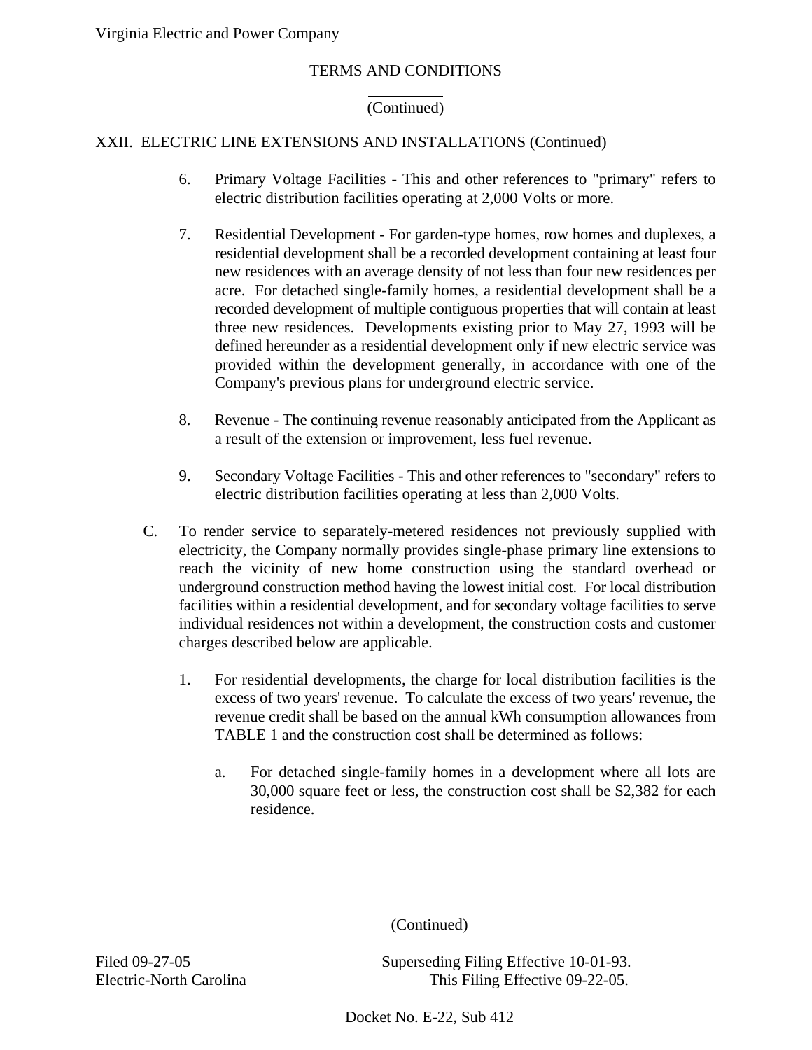## TERMS AND CONDITIONS

(Continued)

### XXII. ELECTRIC LINE EXTENSIONS AND INSTALLATIONS (Continued)

6. Primary Voltage Facilities - This and other references to "primary" refers to electric distribution facilities operating at 2,000 Volts or more.

7. Residential Development - For garden-type homes, row homes and duplexes, a residential development shall be a recorded development containing at least four new residences with an average density of not less than four new residences per acre. For detached single-family homes, a residential development shall be a recorded development of multiple contiguous properties that will contain at least three new residences. Developments existing prior to May 27, 1993 will be defined hereunder as a residential development only if new electric service was provided within the development generally, in accordance with one of the Company's previous plans for underground electric service.

8. Revenue - The continuing revenue reasonably anticipated from the Applicant as a result of the extension or improvement, less fuel revenue.

9. Secondary Voltage Facilities - This and other references to "secondary" refers to electric distribution facilities operating at less than 2,000 Volts.

C. To render service to separately-metered residences not previously supplied with electricity, the Company normally provides single-phase primary line extensions to reach the vicinity of new home construction using the standard overhead or underground construction method having the lowest initial cost. For local distribution facilities within a residential development, and for secondary voltage facilities to serve individual residences not within a development, the construction costs and customer charges described below are applicable.

   1. For residential developments, the charge for local distribution facilities is the excess of two years' revenue. To calculate the excess of two years' revenue, the revenue credit shall be based on the annual kWh consumption allowances from TABLE 1 and the construction cost shall be determined as follows:

      a. For detached single-family homes in a development where all lots are 30,000 square feet or less, the construction cost shall be $2,382 for each residence.

(Continued)

Filed 09-27-05 Superseding Filing Effective 10-01-93.
Electric-North Carolina This Filing Effective 09-22-05.

Docket No. E-22, Sub 412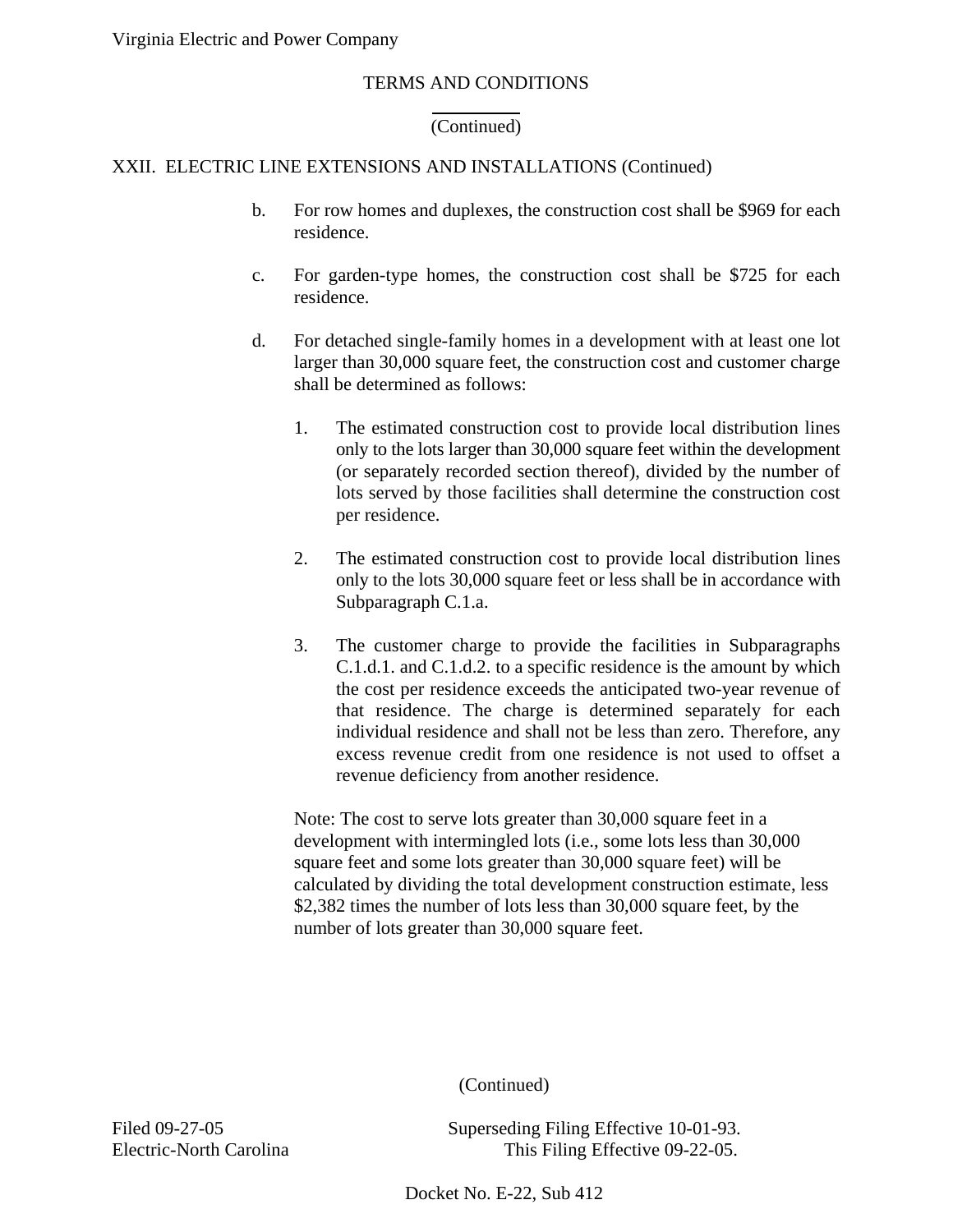TERMS AND CONDITIONS

(Continued)

XXII. ELECTRIC LINE EXTENSIONS AND INSTALLATIONS (Continued)

b. For row homes and duplexes, the construction cost shall be $969 for each residence.

c. For garden-type homes, the construction cost shall be $725 for each residence.

d. For detached single-family homes in a development with at least one lot larger than 30,000 square feet, the construction cost and customer charge shall be determined as follows:

   1. The estimated construction cost to provide local distribution lines only to the lots larger than 30,000 square feet within the development (or separately recorded section thereof), divided by the number of lots served by those facilities shall determine the construction cost per residence.

   2. The estimated construction cost to provide local distribution lines only to the lots 30,000 square feet or less shall be in accordance with Subparagraph C.1.a.

   3. The customer charge to provide the facilities in Subparagraphs C.1.d.1. and C.1.d.2. to a specific residence is the amount by which the cost per residence exceeds the anticipated two-year revenue of that residence. The charge is determined separately for each individual residence and shall not be less than zero. Therefore, any excess revenue credit from one residence is not used to offset a revenue deficiency from another residence.

   Note: The cost to serve lots greater than 30,000 square feet in a development with intermingled lots (i.e., some lots less than 30,000 square feet and some lots greater than 30,000 square feet) will be calculated by dividing the total development construction estimate, less $2,382 times the number of lots less than 30,000 square feet, by the number of lots greater than 30,000 square feet.

(Continued)

Filed 09-27-05
Electric-North Carolina

Superseding Filing Effective 10-01-93.
This Filing Effective 09-22-05.

Docket No. E-22, Sub 412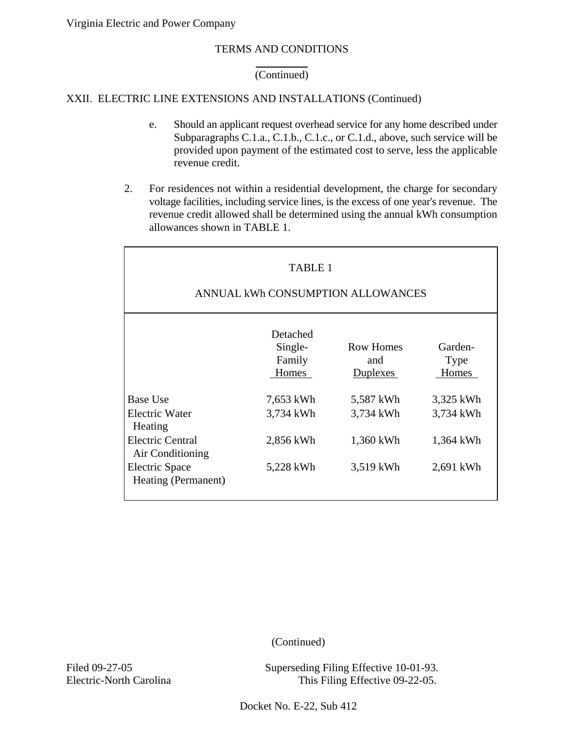TERMS AND CONDITIONS

(Continued)

XXII. ELECTRIC LINE EXTENSIONS AND INSTALLATIONS (Continued)

e. Should an applicant request overhead service for any home described under Subparagraphs C.1.a., C.1.b., C.1.c., or C.1.d., above, such service will be provided upon payment of the estimated cost to serve, less the applicable revenue credit.

2. For residences not within a residential development, the charge for secondary voltage facilities, including service lines, is the excess of one year's revenue. The revenue credit allowed shall be determined using the annual kWh consumption allowances shown in TABLE 1.

TABLE 1

ANNUAL kWh CONSUMPTION ALLOWANCES

| | Detached Single-Family Homes | Row Homes and Duplexes | Garden-Type Homes |
|---|---|---|---|
| Base Use | 7,653 kWh | 5,587 kWh | 3,325 kWh |
| Electric Water Heating | 3,734 kWh | 3,734 kWh | 3,734 kWh |
| Electric Central Air Conditioning | 2,856 kWh | 1,360 kWh | 1,364 kWh |
| Electric Space Heating (Permanent) | 5,228 kWh | 3,519 kWh | 2,691 kWh |

(Continued)

Filed 09-27-05
Electric-North Carolina

Superseding Filing Effective 10-01-93.
This Filing Effective 09-22-05.

Docket No. E-22, Sub 412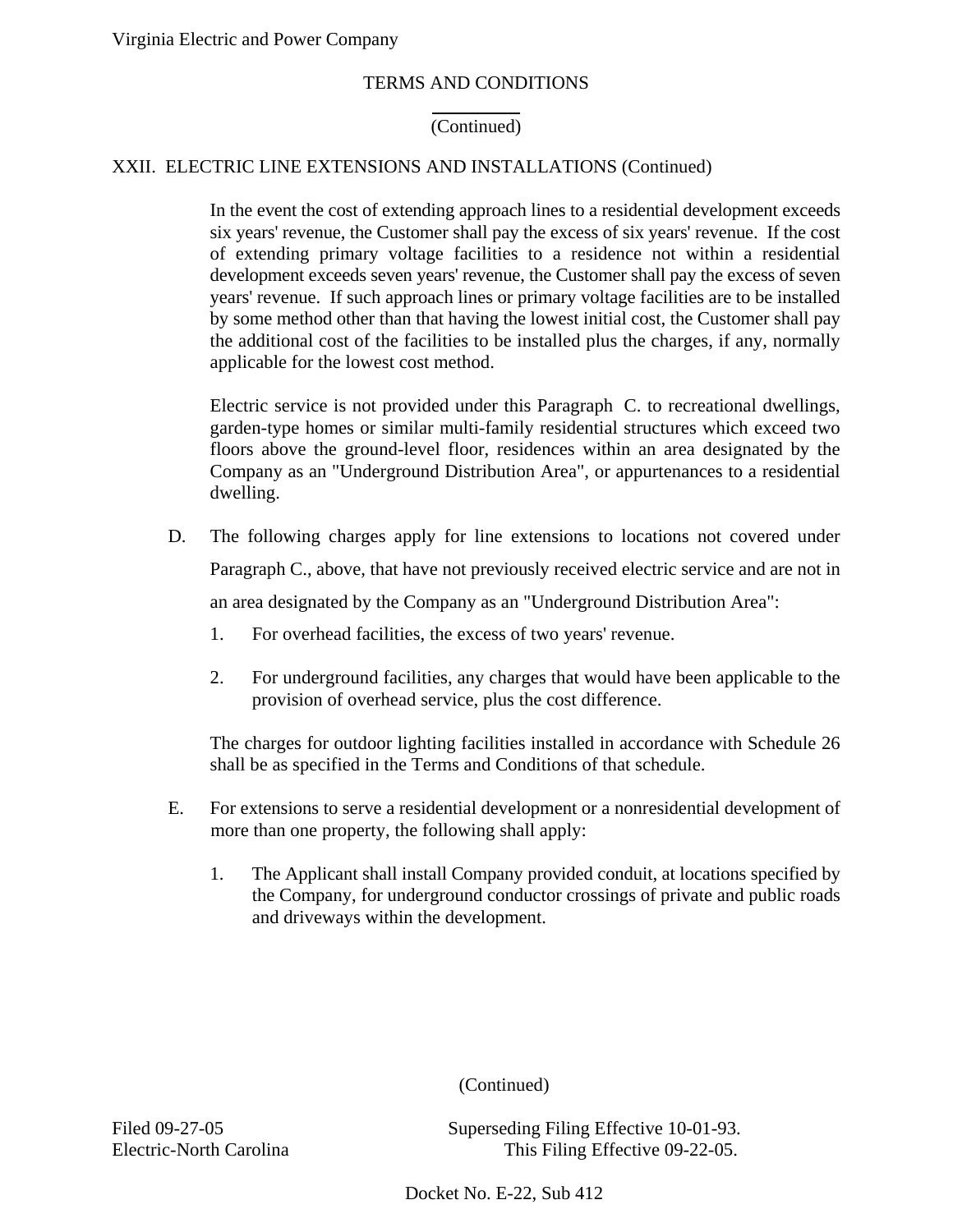TERMS AND CONDITIONS

(Continued)

## XXII. ELECTRIC LINE EXTENSIONS AND INSTALLATIONS (Continued)

In the event the cost of extending approach lines to a residential development exceeds six years' revenue, the Customer shall pay the excess of six years' revenue. If the cost of extending primary voltage facilities to a residence not within a residential development exceeds seven years' revenue, the Customer shall pay the excess of seven years' revenue. If such approach lines or primary voltage facilities are to be installed by some method other than that having the lowest initial cost, the Customer shall pay the additional cost of the facilities to be installed plus the charges, if any, normally applicable for the lowest cost method.

Electric service is not provided under this Paragraph C. to recreational dwellings, garden-type homes or similar multi-family residential structures which exceed two floors above the ground-level floor, residences within an area designated by the Company as an "Underground Distribution Area", or appurtenances to a residential dwelling.

D. The following charges apply for line extensions to locations not covered under Paragraph C., above, that have not previously received electric service and are not in an area designated by the Company as an "Underground Distribution Area":

   1. For overhead facilities, the excess of two years' revenue.

   2. For underground facilities, any charges that would have been applicable to the provision of overhead service, plus the cost difference.

   The charges for outdoor lighting facilities installed in accordance with Schedule 26 shall be as specified in the Terms and Conditions of that schedule.

E. For extensions to serve a residential development or a nonresidential development of more than one property, the following shall apply:

   1. The Applicant shall install Company provided conduit, at locations specified by the Company, for underground conductor crossings of private and public roads and driveways within the development.

(Continued)

Filed 09-27-05 — Superseding Filing Effective 10-01-93.
Electric-North Carolina — This Filing Effective 09-22-05.

Docket No. E-22, Sub 412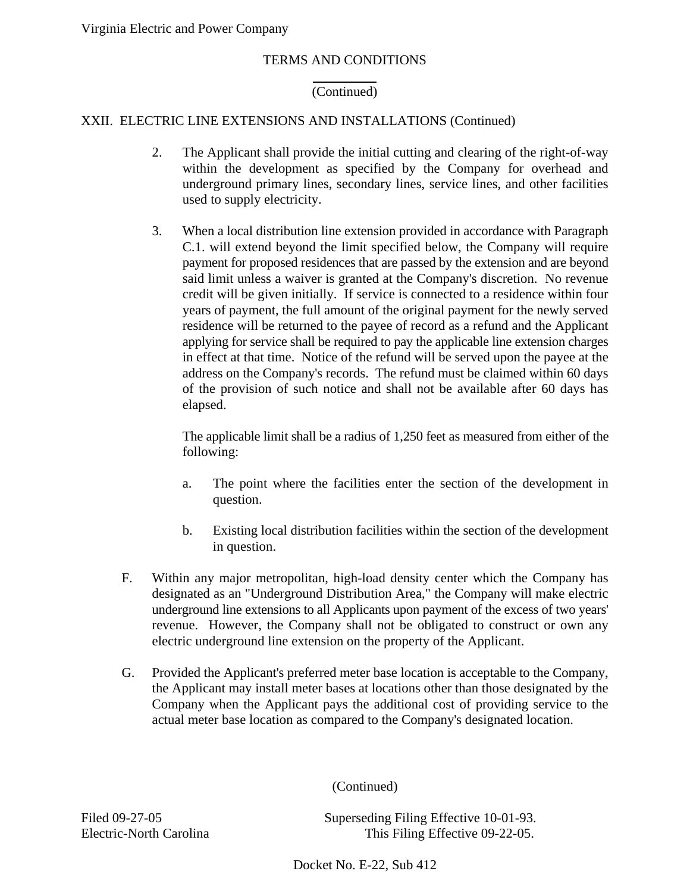## XXII. ELECTRIC LINE EXTENSIONS AND INSTALLATIONS (Continued)

2. The Applicant shall provide the initial cutting and clearing of the right-of-way within the development as specified by the Company for overhead and underground primary lines, secondary lines, service lines, and other facilities used to supply electricity.

3. When a local distribution line extension provided in accordance with Paragraph C.1. will extend beyond the limit specified below, the Company will require payment for proposed residences that are passed by the extension and are beyond said limit unless a waiver is granted at the Company's discretion. No revenue credit will be given initially. If service is connected to a residence within four years of payment, the full amount of the original payment for the newly served residence will be returned to the payee of record as a refund and the Applicant applying for service shall be required to pay the applicable line extension charges in effect at that time. Notice of the refund will be served upon the payee at the address on the Company's records. The refund must be claimed within 60 days of the provision of such notice and shall not be available after 60 days has elapsed.

   The applicable limit shall be a radius of 1,250 feet as measured from either of the following:

   a. The point where the facilities enter the section of the development in question.

   b. Existing local distribution facilities within the section of the development in question.

F. Within any major metropolitan, high-load density center which the Company has designated as an "Underground Distribution Area," the Company will make electric underground line extensions to all Applicants upon payment of the excess of two years' revenue. However, the Company shall not be obligated to construct or own any electric underground line extension on the property of the Applicant.

G. Provided the Applicant's preferred meter base location is acceptable to the Company, the Applicant may install meter bases at locations other than those designated by the Company when the Applicant pays the additional cost of providing service to the actual meter base location as compared to the Company's designated location.

(Continued)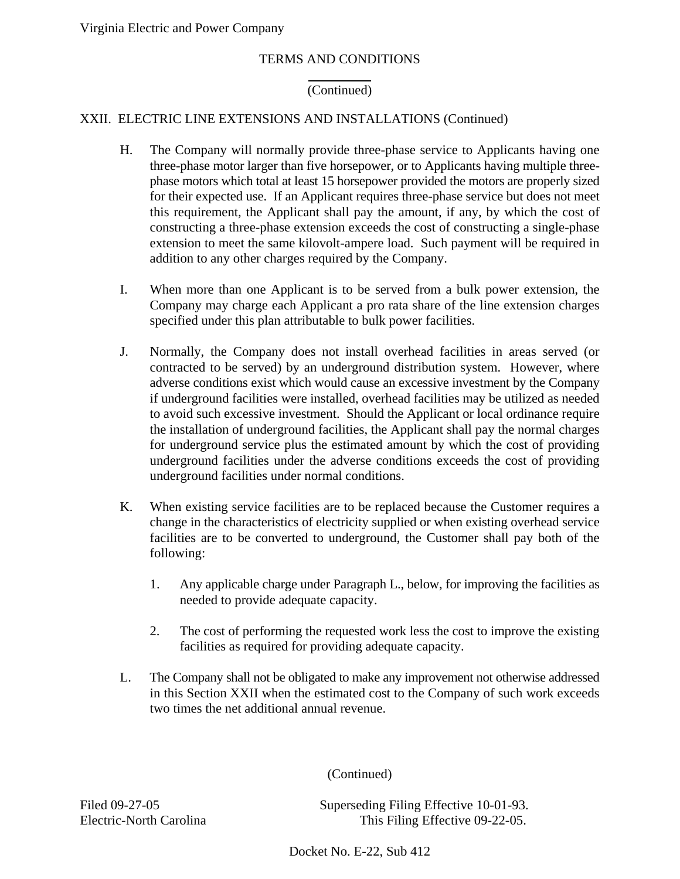# TERMS AND CONDITIONS

(Continued)

## XXII. ELECTRIC LINE EXTENSIONS AND INSTALLATIONS (Continued)

H. The Company will normally provide three-phase service to Applicants having one three-phase motor larger than five horsepower, or to Applicants having multiple three-phase motors which total at least 15 horsepower provided the motors are properly sized for their expected use. If an Applicant requires three-phase service but does not meet this requirement, the Applicant shall pay the amount, if any, by which the cost of constructing a three-phase extension exceeds the cost of constructing a single-phase extension to meet the same kilovolt-ampere load. Such payment will be required in addition to any other charges required by the Company.

I. When more than one Applicant is to be served from a bulk power extension, the Company may charge each Applicant a pro rata share of the line extension charges specified under this plan attributable to bulk power facilities.

J. Normally, the Company does not install overhead facilities in areas served (or contracted to be served) by an underground distribution system. However, where adverse conditions exist which would cause an excessive investment by the Company if underground facilities were installed, overhead facilities may be utilized as needed to avoid such excessive investment. Should the Applicant or local ordinance require the installation of underground facilities, the Applicant shall pay the normal charges for underground service plus the estimated amount by which the cost of providing underground facilities under the adverse conditions exceeds the cost of providing underground facilities under normal conditions.

K. When existing service facilities are to be replaced because the Customer requires a change in the characteristics of electricity supplied or when existing overhead service facilities are to be converted to underground, the Customer shall pay both of the following:

   1. Any applicable charge under Paragraph L., below, for improving the facilities as needed to provide adequate capacity.

   2. The cost of performing the requested work less the cost to improve the existing facilities as required for providing adequate capacity.

L. The Company shall not be obligated to make any improvement not otherwise addressed in this Section XXII when the estimated cost to the Company of such work exceeds two times the net additional annual revenue.

(Continued)

Filed 09-27-05  
Electric-North Carolina

Superseding Filing Effective 10-01-93.  
This Filing Effective 09-22-05.

Docket No. E-22, Sub 412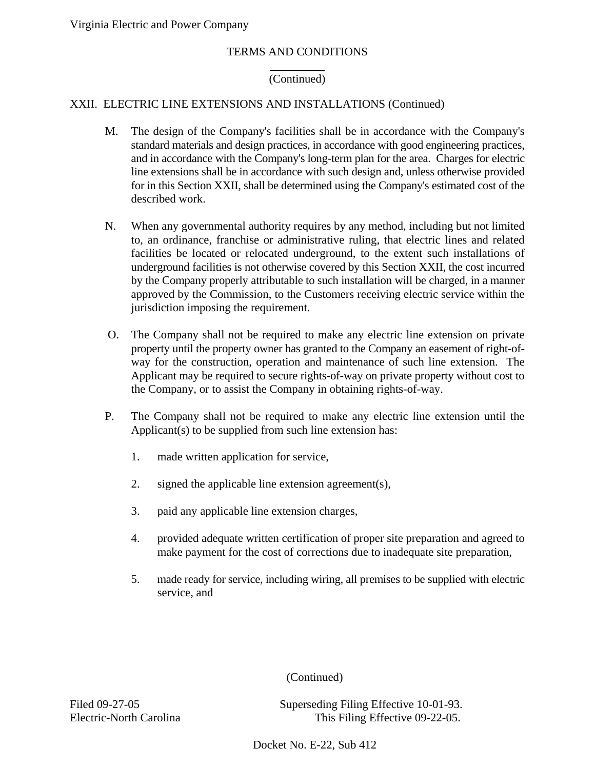TERMS AND CONDITIONS

(Continued)

XXII. ELECTRIC LINE EXTENSIONS AND INSTALLATIONS (Continued)

M. The design of the Company's facilities shall be in accordance with the Company's standard materials and design practices, in accordance with good engineering practices, and in accordance with the Company's long-term plan for the area. Charges for electric line extensions shall be in accordance with such design and, unless otherwise provided for in this Section XXII, shall be determined using the Company's estimated cost of the described work.

N. When any governmental authority requires by any method, including but not limited to, an ordinance, franchise or administrative ruling, that electric lines and related facilities be located or relocated underground, to the extent such installations of underground facilities is not otherwise covered by this Section XXII, the cost incurred by the Company properly attributable to such installation will be charged, in a manner approved by the Commission, to the Customers receiving electric service within the jurisdiction imposing the requirement.

O. The Company shall not be required to make any electric line extension on private property until the property owner has granted to the Company an easement of right-of-way for the construction, operation and maintenance of such line extension. The Applicant may be required to secure rights-of-way on private property without cost to the Company, or to assist the Company in obtaining rights-of-way.

P. The Company shall not be required to make any electric line extension until the Applicant(s) to be supplied from such line extension has:

1. made written application for service,

2. signed the applicable line extension agreement(s),

3. paid any applicable line extension charges,

4. provided adequate written certification of proper site preparation and agreed to make payment for the cost of corrections due to inadequate site preparation,

5. made ready for service, including wiring, all premises to be supplied with electric service, and

(Continued)

Filed 09-27-05
Electric-North Carolina

Superseding Filing Effective 10-01-93.
This Filing Effective 09-22-05.

Docket No. E-22, Sub 412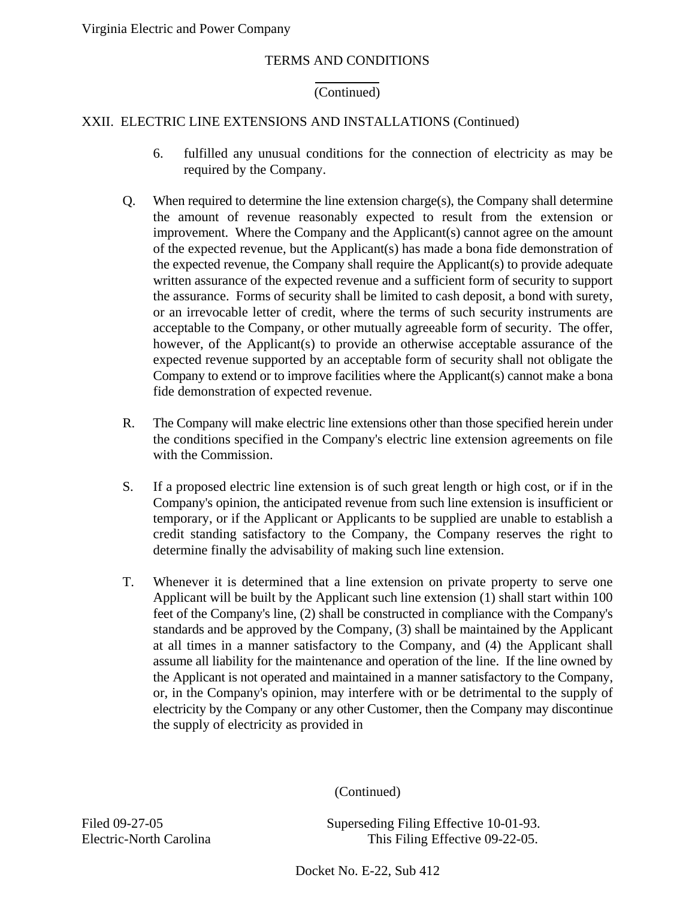Virginia Electric and Power Company

TERMS AND CONDITIONS

(Continued)

XXII. ELECTRIC LINE EXTENSIONS AND INSTALLATIONS (Continued)

6. fulfilled any unusual conditions for the connection of electricity as may be required by the Company.

Q. When required to determine the line extension charge(s), the Company shall determine the amount of revenue reasonably expected to result from the extension or improvement. Where the Company and the Applicant(s) cannot agree on the amount of the expected revenue, but the Applicant(s) has made a bona fide demonstration of the expected revenue, the Company shall require the Applicant(s) to provide adequate written assurance of the expected revenue and a sufficient form of security to support the assurance. Forms of security shall be limited to cash deposit, a bond with surety, or an irrevocable letter of credit, where the terms of such security instruments are acceptable to the Company, or other mutually agreeable form of security. The offer, however, of the Applicant(s) to provide an otherwise acceptable assurance of the expected revenue supported by an acceptable form of security shall not obligate the Company to extend or to improve facilities where the Applicant(s) cannot make a bona fide demonstration of expected revenue.

R. The Company will make electric line extensions other than those specified herein under the conditions specified in the Company's electric line extension agreements on file with the Commission.

S. If a proposed electric line extension is of such great length or high cost, or if in the Company's opinion, the anticipated revenue from such line extension is insufficient or temporary, or if the Applicant or Applicants to be supplied are unable to establish a credit standing satisfactory to the Company, the Company reserves the right to determine finally the advisability of making such line extension.

T. Whenever it is determined that a line extension on private property to serve one Applicant will be built by the Applicant such line extension (1) shall start within 100 feet of the Company's line, (2) shall be constructed in compliance with the Company's standards and be approved by the Company, (3) shall be maintained by the Applicant at all times in a manner satisfactory to the Company, and (4) the Applicant shall assume all liability for the maintenance and operation of the line. If the line owned by the Applicant is not operated and maintained in a manner satisfactory to the Company, or, in the Company's opinion, may interfere with or be detrimental to the supply of electricity by the Company or any other Customer, then the Company may discontinue the supply of electricity as provided in

(Continued)

Filed 09-27-05 Superseding Filing Effective 10-01-93.
Electric-North Carolina This Filing Effective 09-22-05.

Docket No. E-22, Sub 412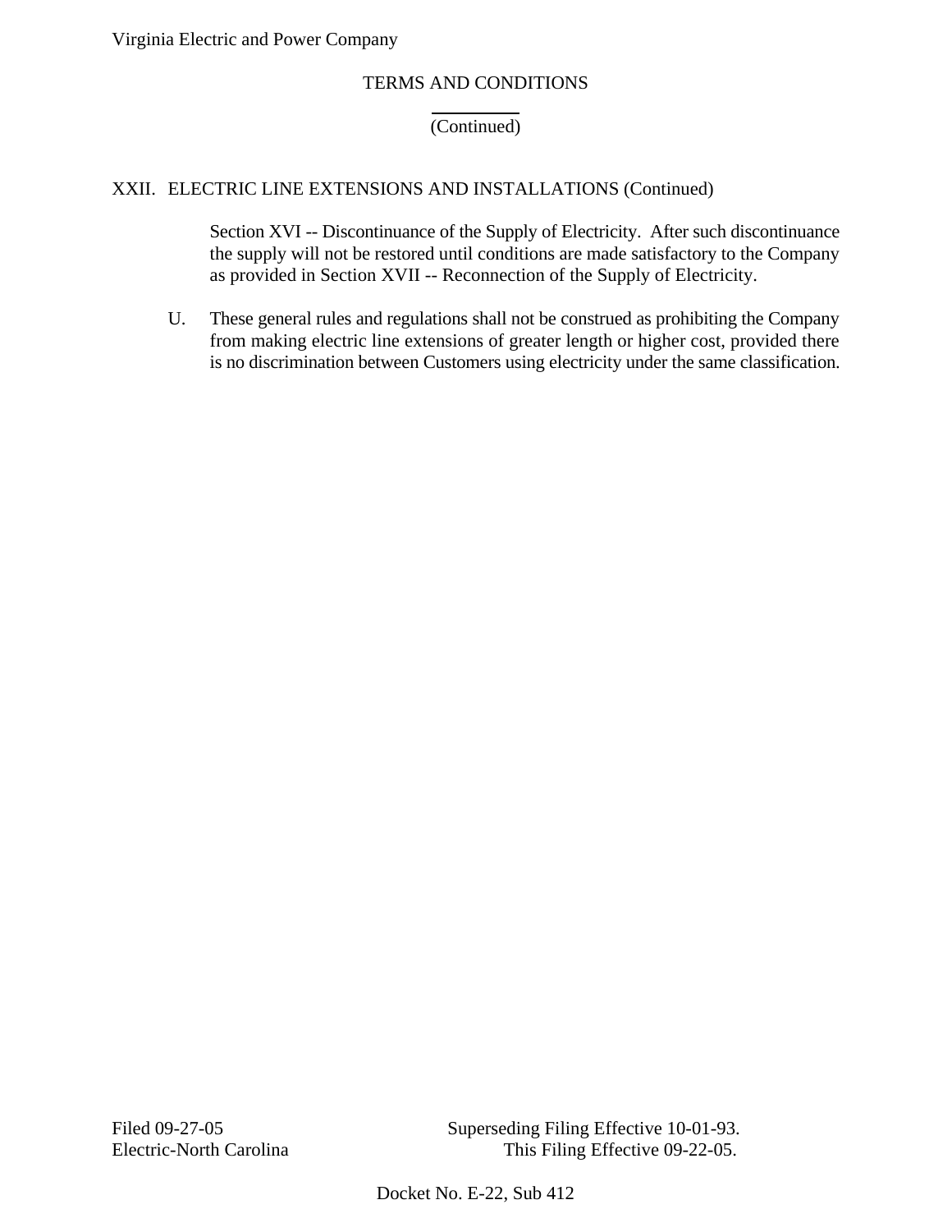## XXII. ELECTRIC LINE EXTENSIONS AND INSTALLATIONS (Continued)

Section XVI -- Discontinuance of the Supply of Electricity. After such discontinuance the supply will not be restored until conditions are made satisfactory to the Company as provided in Section XVII -- Reconnection of the Supply of Electricity.

U. These general rules and regulations shall not be construed as prohibiting the Company from making electric line extensions of greater length or higher cost, provided there is no discrimination between Customers using electricity under the same classification.

Filed 09-27-05
Electric-North Carolina

Superseding Filing Effective 10-01-93.
This Filing Effective 09-22-05.

Docket No. E-22, Sub 412